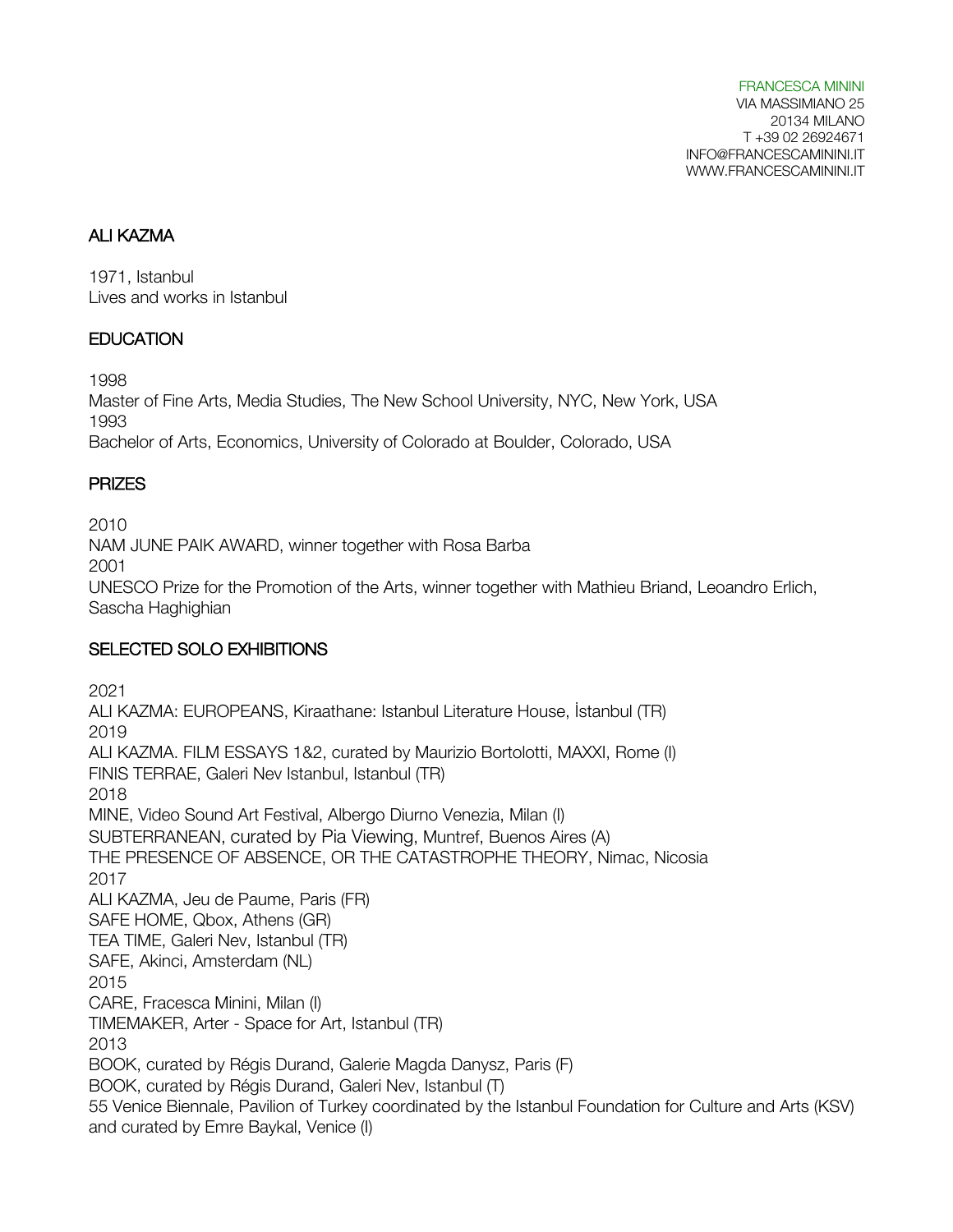FRANCESCA MININI
VIA MASSIMIANO 25
20134 MILANO
T +39 02 26924671
INFO@FRANCESCAMININI.IT
WWW.FRANCESCAMININI.IT

## ALI KAZMA

1971, Istanbul
Lives and works in Istanbul

## EDUCATION

1998
Master of Fine Arts, Media Studies, The New School University, NYC, New York, USA
1993
Bachelor of Arts, Economics, University of Colorado at Boulder, Colorado, USA

## PRIZES

2010
NAM JUNE PAIK AWARD, winner together with Rosa Barba
2001
UNESCO Prize for the Promotion of the Arts, winner together with Mathieu Briand, Leoandro Erlich, Sascha Haghighian

## SELECTED SOLO EXHIBITIONS

2021
ALI KAZMA: EUROPEANS, Kiraathane: Istanbul Literature House, İstanbul (TR)
2019
ALI KAZMA. FILM ESSAYS 1&2, curated by Maurizio Bortolotti, MAXXI, Rome (I)
FINIS TERRAE, Galeri Nev Istanbul, Istanbul (TR)
2018
MINE, Video Sound Art Festival, Albergo Diurno Venezia, Milan (I)
SUBTERRANEAN, curated by Pia Viewing, Muntref, Buenos Aires (A)
THE PRESENCE OF ABSENCE, OR THE CATASTROPHE THEORY, Nimac, Nicosia
2017
ALI KAZMA, Jeu de Paume, Paris (FR)
SAFE HOME, Qbox, Athens (GR)
TEA TIME, Galeri Nev, Istanbul (TR)
SAFE, Akinci, Amsterdam (NL)
2015
CARE, Fracesca Minini, Milan (I)
TIMEMAKER, Arter - Space for Art, Istanbul (TR)
2013
BOOK, curated by Régis Durand, Galerie Magda Danysz, Paris (F)
BOOK, curated by Régis Durand, Galeri Nev, Istanbul (T)
55 Venice Biennale, Pavilion of Turkey coordinated by the Istanbul Foundation for Culture and Arts (KSV) and curated by Emre Baykal, Venice (I)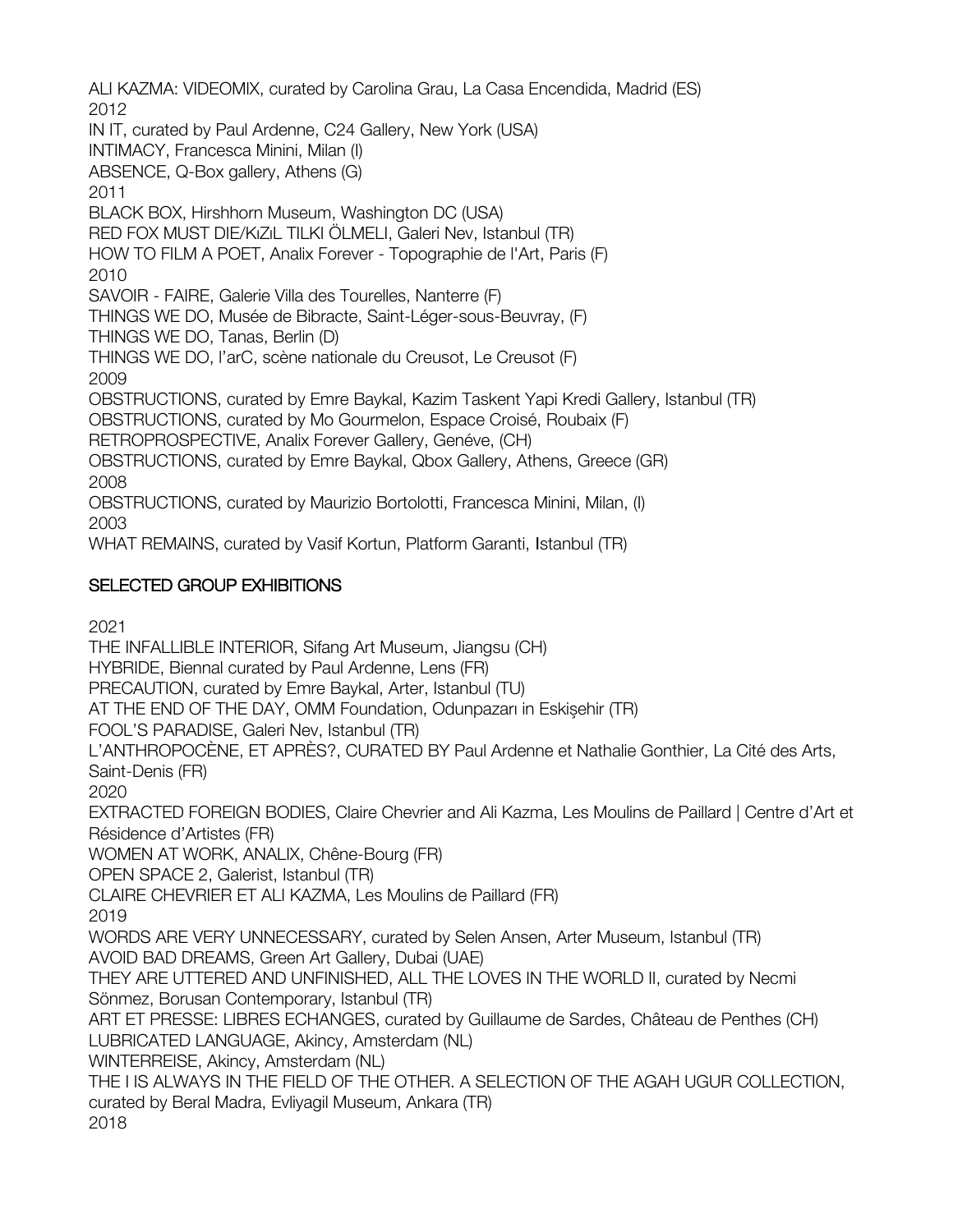ALI KAZMA: VIDEOMIX, curated by Carolina Grau, La Casa Encendida, Madrid (ES)

2012

IN IT, curated by Paul Ardenne, C24 Gallery, New York (USA)

INTIMACY, Francesca Minini, Milan (I)

ABSENCE, Q-Box gallery, Athens (G)

2011

BLACK BOX, Hirshhorn Museum, Washington DC (USA)

RED FOX MUST DIE/KıZıL TILKI ÖLMELI, Galeri Nev, Istanbul (TR)

HOW TO FILM A POET, Analix Forever - Topographie de l'Art, Paris (F)

2010

SAVOIR - FAIRE, Galerie Villa des Tourelles, Nanterre (F)

THINGS WE DO, Musée de Bibracte, Saint-Léger-sous-Beuvray, (F)

THINGS WE DO, Tanas, Berlin (D)

THINGS WE DO, l'arC, scène nationale du Creusot, Le Creusot (F)

2009

OBSTRUCTIONS, curated by Emre Baykal, Kazim Taskent Yapi Kredi Gallery, Istanbul (TR)

OBSTRUCTIONS, curated by Mo Gourmelon, Espace Croisé, Roubaix (F)

RETROPROSPECTIVE, Analix Forever Gallery, Genéve, (CH)

OBSTRUCTIONS, curated by Emre Baykal, Qbox Gallery, Athens, Greece (GR)

2008

OBSTRUCTIONS, curated by Maurizio Bortolotti, Francesca Minini, Milan, (I)

2003

WHAT REMAINS, curated by Vasif Kortun, Platform Garanti, Istanbul (TR)

## SELECTED GROUP EXHIBITIONS

2021

THE INFALLIBLE INTERIOR, Sifang Art Museum, Jiangsu (CH)

HYBRIDE, Biennal curated by Paul Ardenne, Lens (FR)

PRECAUTION, curated by Emre Baykal, Arter, Istanbul (TU)

AT THE END OF THE DAY, OMM Foundation, Odunpazarı in Eskişehir (TR)

FOOL'S PARADISE, Galeri Nev, Istanbul (TR)

L'ANTHROPOCÈNE, ET APRÈS?, CURATED BY Paul Ardenne et Nathalie Gonthier, La Cité des Arts, Saint-Denis (FR)

2020

EXTRACTED FOREIGN BODIES, Claire Chevrier and Ali Kazma, Les Moulins de Paillard | Centre d'Art et Résidence d'Artistes (FR)

WOMEN AT WORK, ANALIX, Chêne-Bourg (FR)

OPEN SPACE 2, Galerist, Istanbul (TR)

CLAIRE CHEVRIER ET ALI KAZMA, Les Moulins de Paillard (FR)

2019

WORDS ARE VERY UNNECESSARY, curated by Selen Ansen, Arter Museum, Istanbul (TR)

AVOID BAD DREAMS, Green Art Gallery, Dubai (UAE)

THEY ARE UTTERED AND UNFINISHED, ALL THE LOVES IN THE WORLD II, curated by Necmi Sönmez, Borusan Contemporary, Istanbul (TR)

ART ET PRESSE: LIBRES ECHANGES, curated by Guillaume de Sardes, Château de Penthes (CH)

LUBRICATED LANGUAGE, Akincy, Amsterdam (NL)

WINTERREISE, Akincy, Amsterdam (NL)

THE I IS ALWAYS IN THE FIELD OF THE OTHER. A SELECTION OF THE AGAH UGUR COLLECTION, curated by Beral Madra, Evliyagil Museum, Ankara (TR)

2018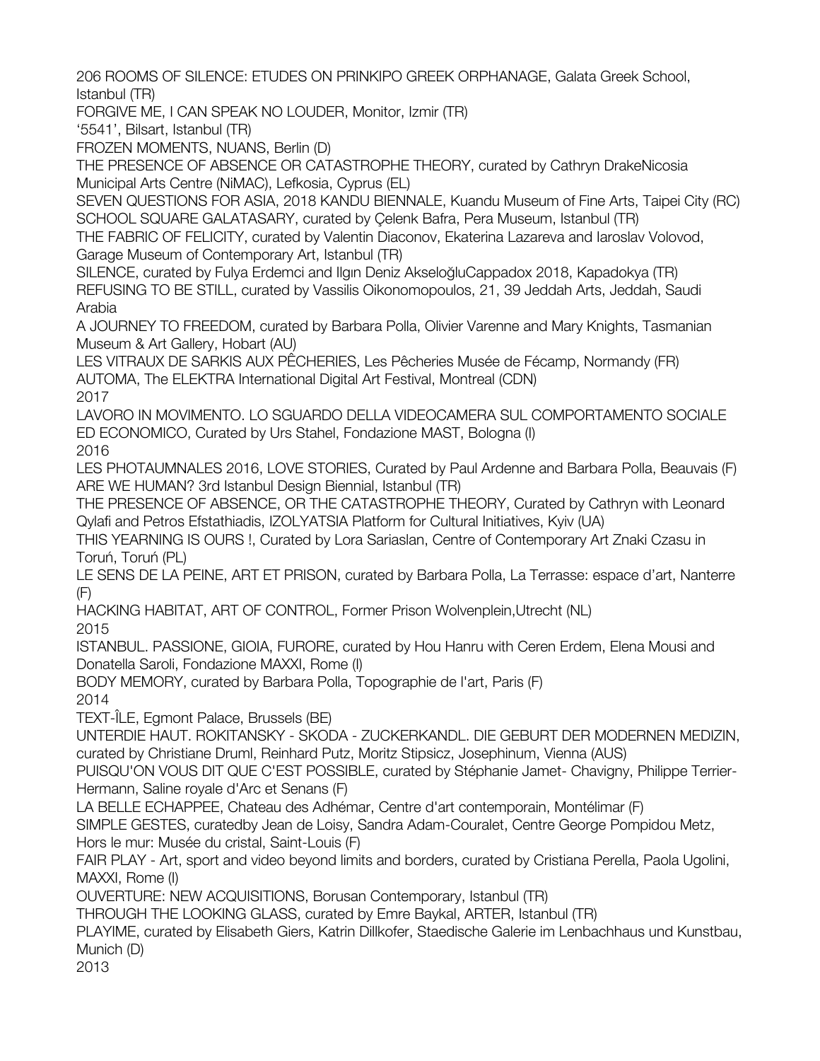206 ROOMS OF SILENCE: ETUDES ON PRINKIPO GREEK ORPHANAGE, Galata Greek School, Istanbul (TR)

FORGIVE ME, I CAN SPEAK NO LOUDER, Monitor, Izmir (TR)

'5541', Bilsart, Istanbul (TR)

FROZEN MOMENTS, NUANS, Berlin (D)

THE PRESENCE OF ABSENCE OR CATASTROPHE THEORY, curated by Cathryn DrakeNicosia Municipal Arts Centre (NiMAC), Lefkosia, Cyprus (EL)

SEVEN QUESTIONS FOR ASIA, 2018 KANDU BIENNALE, Kuandu Museum of Fine Arts, Taipei City (RC)

SCHOOL SQUARE GALATASARY, curated by Çelenk Bafra, Pera Museum, Istanbul (TR)

THE FABRIC OF FELICITY, curated by Valentin Diaconov, Ekaterina Lazareva and Iaroslav Volovod, Garage Museum of Contemporary Art, Istanbul (TR)

SILENCE, curated by Fulya Erdemci and Ilgın Deniz AkseloğluCappadox 2018, Kapadokya (TR)

REFUSING TO BE STILL, curated by Vassilis Oikonomopoulos, 21, 39 Jeddah Arts, Jeddah, Saudi Arabia

A JOURNEY TO FREEDOM, curated by Barbara Polla, Olivier Varenne and Mary Knights, Tasmanian Museum & Art Gallery, Hobart (AU)

LES VITRAUX DE SARKIS AUX PÊCHERIES, Les Pêcheries Musée de Fécamp, Normandy (FR)

AUTOMA, The ELEKTRA International Digital Art Festival, Montreal (CDN)

2017

LAVORO IN MOVIMENTO. LO SGUARDO DELLA VIDEOCAMERA SUL COMPORTAMENTO SOCIALE ED ECONOMICO, Curated by Urs Stahel, Fondazione MAST, Bologna (I)

2016

LES PHOTAUMNALES 2016, LOVE STORIES, Curated by Paul Ardenne and Barbara Polla, Beauvais (F)

ARE WE HUMAN? 3rd Istanbul Design Biennial, Istanbul (TR)

THE PRESENCE OF ABSENCE, OR THE CATASTROPHE THEORY, Curated by Cathryn with Leonard Qylafi and Petros Efstathiadis, IZOLYATSIA Platform for Cultural Initiatives, Kyiv (UA)

THIS YEARNING IS OURS !, Curated by Lora Sariaslan, Centre of Contemporary Art Znaki Czasu in Toruń, Toruń (PL)

LE SENS DE LA PEINE, ART ET PRISON, curated by Barbara Polla, La Terrasse: espace d'art, Nanterre (F)

HACKING HABITAT, ART OF CONTROL, Former Prison Wolvenplein,Utrecht (NL)

2015

ISTANBUL. PASSIONE, GIOIA, FURORE, curated by Hou Hanru with Ceren Erdem, Elena Mousi and Donatella Saroli, Fondazione MAXXI, Rome (I)

BODY MEMORY, curated by Barbara Polla, Topographie de l'art, Paris (F)

2014

TEXT-ÎLE, Egmont Palace, Brussels (BE)

UNTERDIE HAUT. ROKITANSKY - SKODA - ZUCKERKANDL. DIE GEBURT DER MODERNEN MEDIZIN, curated by Christiane Druml, Reinhard Putz, Moritz Stipsicz, Josephinum, Vienna (AUS)

PUISQU'ON VOUS DIT QUE C'EST POSSIBLE, curated by Stéphanie Jamet- Chavigny, Philippe Terrier-Hermann, Saline royale d'Arc et Senans (F)

LA BELLE ECHAPPEE, Chateau des Adhémar, Centre d'art contemporain, Montélimar (F)

SIMPLE GESTES, curatedby Jean de Loisy, Sandra Adam-Couralet, Centre George Pompidou Metz, Hors le mur: Musée du cristal, Saint-Louis (F)

FAIR PLAY - Art, sport and video beyond limits and borders, curated by Cristiana Perella, Paola Ugolini, MAXXI, Rome (I)

OUVERTURE: NEW ACQUISITIONS, Borusan Contemporary, Istanbul (TR)

THROUGH THE LOOKING GLASS, curated by Emre Baykal, ARTER, Istanbul (TR)

PLAYIME, curated by Elisabeth Giers, Katrin Dillkofer, Staedische Galerie im Lenbachhaus und Kunstbau, Munich (D)

2013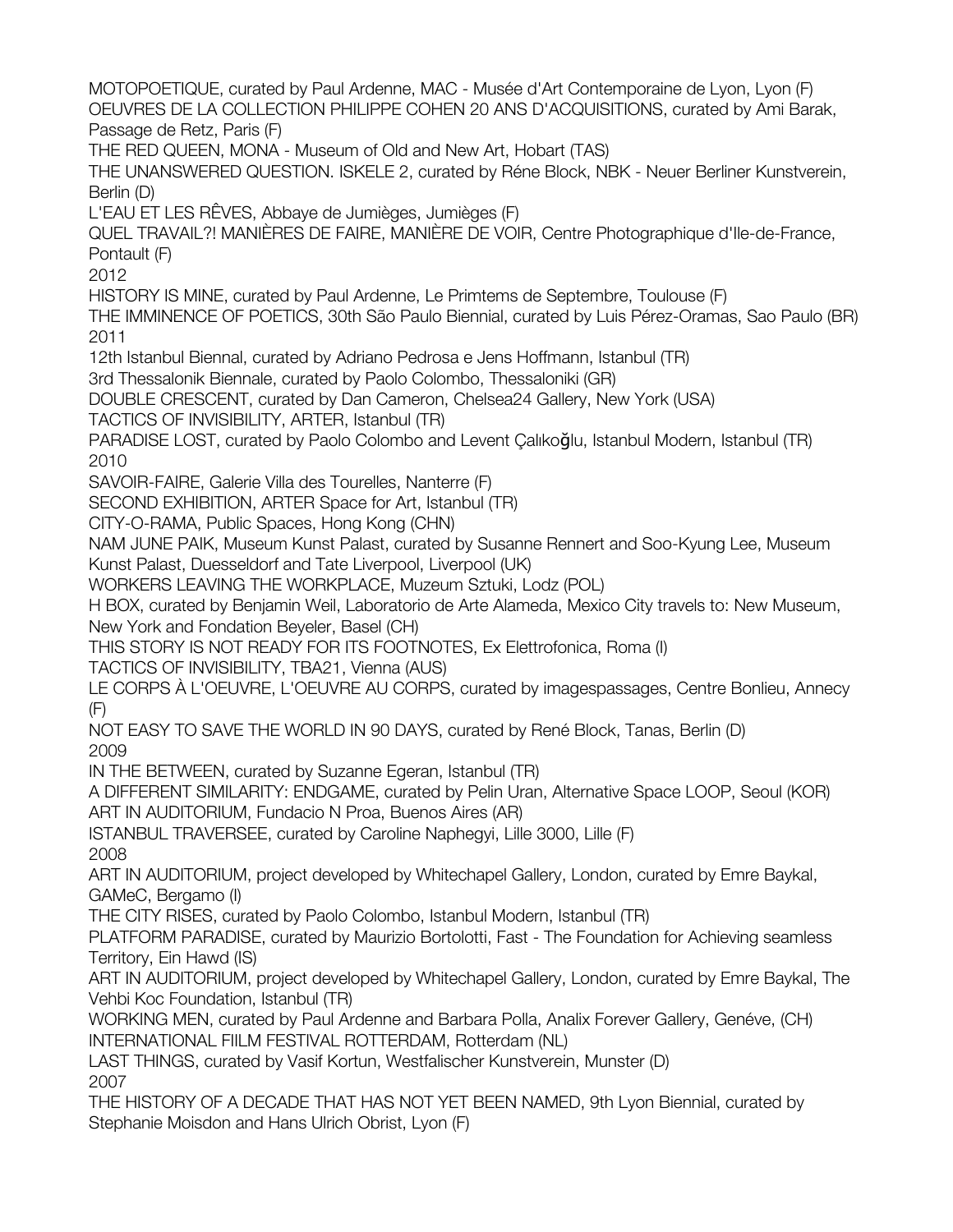MOTOPOETIQUE, curated by Paul Ardenne, MAC - Musée d'Art Contemporaine de Lyon, Lyon (F)
OEUVRES DE LA COLLECTION PHILIPPE COHEN 20 ANS D'ACQUISITIONS, curated by Ami Barak, Passage de Retz, Paris (F)
THE RED QUEEN, MONA - Museum of Old and New Art, Hobart (TAS)
THE UNANSWERED QUESTION. ISKELE 2, curated by Réne Block, NBK - Neuer Berliner Kunstverein, Berlin (D)
L'EAU ET LES RÊVES, Abbaye de Jumièges, Jumièges (F)
QUEL TRAVAIL?! MANIÈRES DE FAIRE, MANIÈRE DE VOIR, Centre Photographique d'Ile-de-France, Pontault (F)

2012

HISTORY IS MINE, curated by Paul Ardenne, Le Primtems de Septembre, Toulouse (F)
THE IMMINENCE OF POETICS, 30th São Paulo Biennial, curated by Luis Pérez-Oramas, Sao Paulo (BR)

2011

12th Istanbul Biennal, curated by Adriano Pedrosa e Jens Hoffmann, Istanbul (TR)
3rd Thessalonik Biennale, curated by Paolo Colombo, Thessaloniki (GR)
DOUBLE CRESCENT, curated by Dan Cameron, Chelsea24 Gallery, New York (USA)
TACTICS OF INVISIBILITY, ARTER, Istanbul (TR)
PARADISE LOST, curated by Paolo Colombo and Levent Çalıkoğlu, Istanbul Modern, Istanbul (TR)

2010

SAVOIR-FAIRE, Galerie Villa des Tourelles, Nanterre (F)
SECOND EXHIBITION, ARTER Space for Art, Istanbul (TR)
CITY-O-RAMA, Public Spaces, Hong Kong (CHN)
NAM JUNE PAIK, Museum Kunst Palast, curated by Susanne Rennert and Soo-Kyung Lee, Museum Kunst Palast, Duesseldorf and Tate Liverpool, Liverpool (UK)
WORKERS LEAVING THE WORKPLACE, Muzeum Sztuki, Lodz (POL)
H BOX, curated by Benjamin Weil, Laboratorio de Arte Alameda, Mexico City travels to: New Museum, New York and Fondation Beyeler, Basel (CH)
THIS STORY IS NOT READY FOR ITS FOOTNOTES, Ex Elettrofonica, Roma (I)
TACTICS OF INVISIBILITY, TBA21, Vienna (AUS)
LE CORPS À L'OEUVRE, L'OEUVRE AU CORPS, curated by imagespassages, Centre Bonlieu, Annecy (F)
NOT EASY TO SAVE THE WORLD IN 90 DAYS, curated by René Block, Tanas, Berlin (D)

2009

IN THE BETWEEN, curated by Suzanne Egeran, Istanbul (TR)
A DIFFERENT SIMILARITY: ENDGAME, curated by Pelin Uran, Alternative Space LOOP, Seoul (KOR)
ART IN AUDITORIUM, Fundacio N Proa, Buenos Aires (AR)
ISTANBUL TRAVERSEE, curated by Caroline Naphegyi, Lille 3000, Lille (F)

2008

ART IN AUDITORIUM, project developed by Whitechapel Gallery, London, curated by Emre Baykal, GAMeC, Bergamo (I)
THE CITY RISES, curated by Paolo Colombo, Istanbul Modern, Istanbul (TR)
PLATFORM PARADISE, curated by Maurizio Bortolotti, Fast - The Foundation for Achieving seamless Territory, Ein Hawd (IS)
ART IN AUDITORIUM, project developed by Whitechapel Gallery, London, curated by Emre Baykal, The Vehbi Koc Foundation, Istanbul (TR)
WORKING MEN, curated by Paul Ardenne and Barbara Polla, Analix Forever Gallery, Genéve, (CH)
INTERNATIONAL FIILM FESTIVAL ROTTERDAM, Rotterdam (NL)
LAST THINGS, curated by Vasif Kortun, Westfalischer Kunstverein, Munster (D)

2007

THE HISTORY OF A DECADE THAT HAS NOT YET BEEN NAMED, 9th Lyon Biennial, curated by Stephanie Moisdon and Hans Ulrich Obrist, Lyon (F)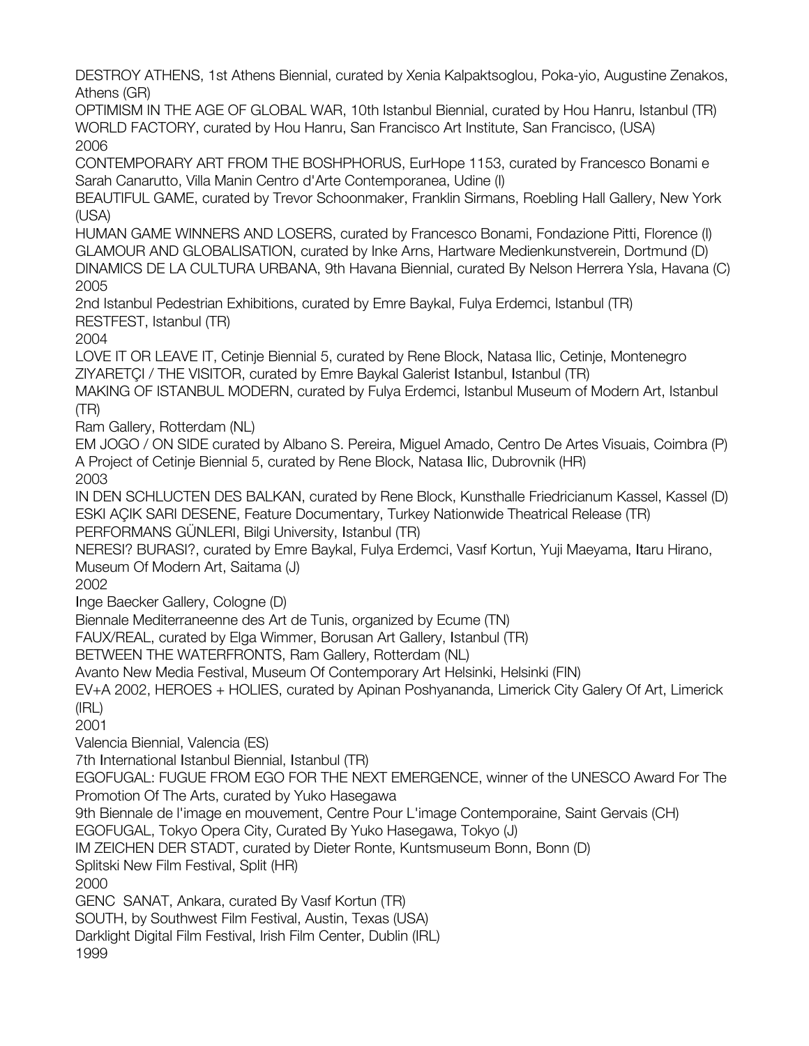DESTROY ATHENS, 1st Athens Biennial, curated by Xenia Kalpaktsoglou, Poka-yio, Augustine Zenakos, Athens (GR)
OPTIMISM IN THE AGE OF GLOBAL WAR, 10th Istanbul Biennial, curated by Hou Hanru, Istanbul (TR)
WORLD FACTORY, curated by Hou Hanru, San Francisco Art Institute, San Francisco, (USA)

2006

CONTEMPORARY ART FROM THE BOSHPHORUS, EurHope 1153, curated by Francesco Bonami e Sarah Canarutto, Villa Manin Centro d'Arte Contemporanea, Udine (I)
BEAUTIFUL GAME, curated by Trevor Schoonmaker, Franklin Sirmans, Roebling Hall Gallery, New York (USA)
HUMAN GAME WINNERS AND LOSERS, curated by Francesco Bonami, Fondazione Pitti, Florence (I)
GLAMOUR AND GLOBALISATION, curated by Inke Arns, Hartware Medienkunstverein, Dortmund (D)
DINAMICS DE LA CULTURA URBANA, 9th Havana Biennial, curated By Nelson Herrera Ysla, Havana (C)

2005

2nd Istanbul Pedestrian Exhibitions, curated by Emre Baykal, Fulya Erdemci, Istanbul (TR)
RESTFEST, Istanbul (TR)

2004

LOVE IT OR LEAVE IT, Cetinje Biennial 5, curated by Rene Block, Natasa Ilic, Cetinje, Montenegro
ZIYARETÇI / THE VISITOR, curated by Emre Baykal Galerist Istanbul, Istanbul (TR)
MAKING OF ISTANBUL MODERN, curated by Fulya Erdemci, Istanbul Museum of Modern Art, Istanbul (TR)
Ram Gallery, Rotterdam (NL)
EM JOGO / ON SIDE curated by Albano S. Pereira, Miguel Amado, Centro De Artes Visuais, Coimbra (P)
A Project of Cetinje Biennial 5, curated by Rene Block, Natasa Ilic, Dubrovnik (HR)

2003

IN DEN SCHLUCTEN DES BALKAN, curated by Rene Block, Kunsthalle Friedricianum Kassel, Kassel (D)
ESKI AÇIK SARI DESENE, Feature Documentary, Turkey Nationwide Theatrical Release (TR)
PERFORMANS GÜNLERI, Bilgi University, Istanbul (TR)
NERESI? BURASI?, curated by Emre Baykal, Fulya Erdemci, Vasıf Kortun, Yuji Maeyama, Itaru Hirano, Museum Of Modern Art, Saitama (J)

2002

Inge Baecker Gallery, Cologne (D)
Biennale Mediterraneenne des Art de Tunis, organized by Ecume (TN)
FAUX/REAL, curated by Elga Wimmer, Borusan Art Gallery, Istanbul (TR)
BETWEEN THE WATERFRONTS, Ram Gallery, Rotterdam (NL)
Avanto New Media Festival, Museum Of Contemporary Art Helsinki, Helsinki (FIN)
EV+A 2002, HEROES + HOLIES, curated by Apinan Poshyananda, Limerick City Galery Of Art, Limerick (IRL)

2001

Valencia Biennial, Valencia (ES)
7th International Istanbul Biennial, Istanbul (TR)
EGOFUGAL: FUGUE FROM EGO FOR THE NEXT EMERGENCE, winner of the UNESCO Award For The Promotion Of The Arts, curated by Yuko Hasegawa
9th Biennale de l'image en mouvement, Centre Pour L'image Contemporaine, Saint Gervais (CH)
EGOFUGAL, Tokyo Opera City, Curated By Yuko Hasegawa, Tokyo (J)
IM ZEICHEN DER STADT, curated by Dieter Ronte, Kuntsmuseum Bonn, Bonn (D)
Splitski New Film Festival, Split (HR)

2000

GENC SANAT, Ankara, curated By Vasıf Kortun (TR)
SOUTH, by Southwest Film Festival, Austin, Texas (USA)
Darklight Digital Film Festival, Irish Film Center, Dublin (IRL)

1999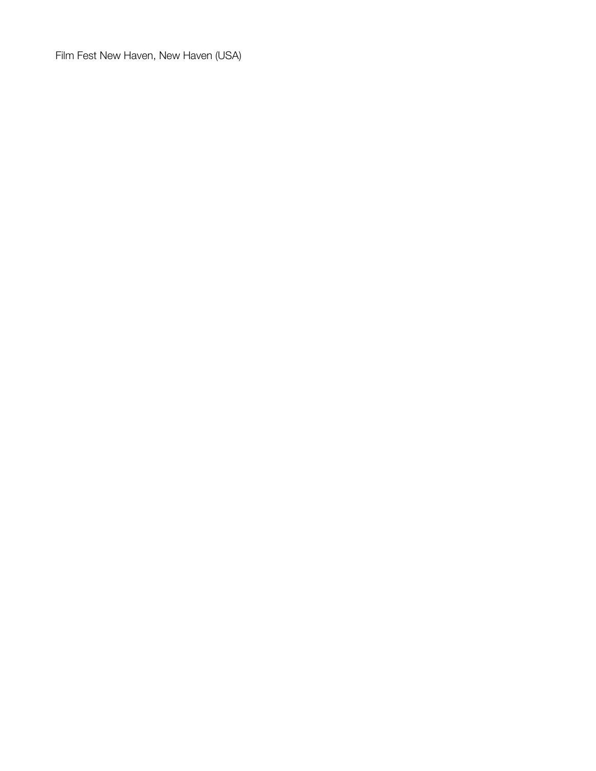Film Fest New Haven, New Haven (USA)